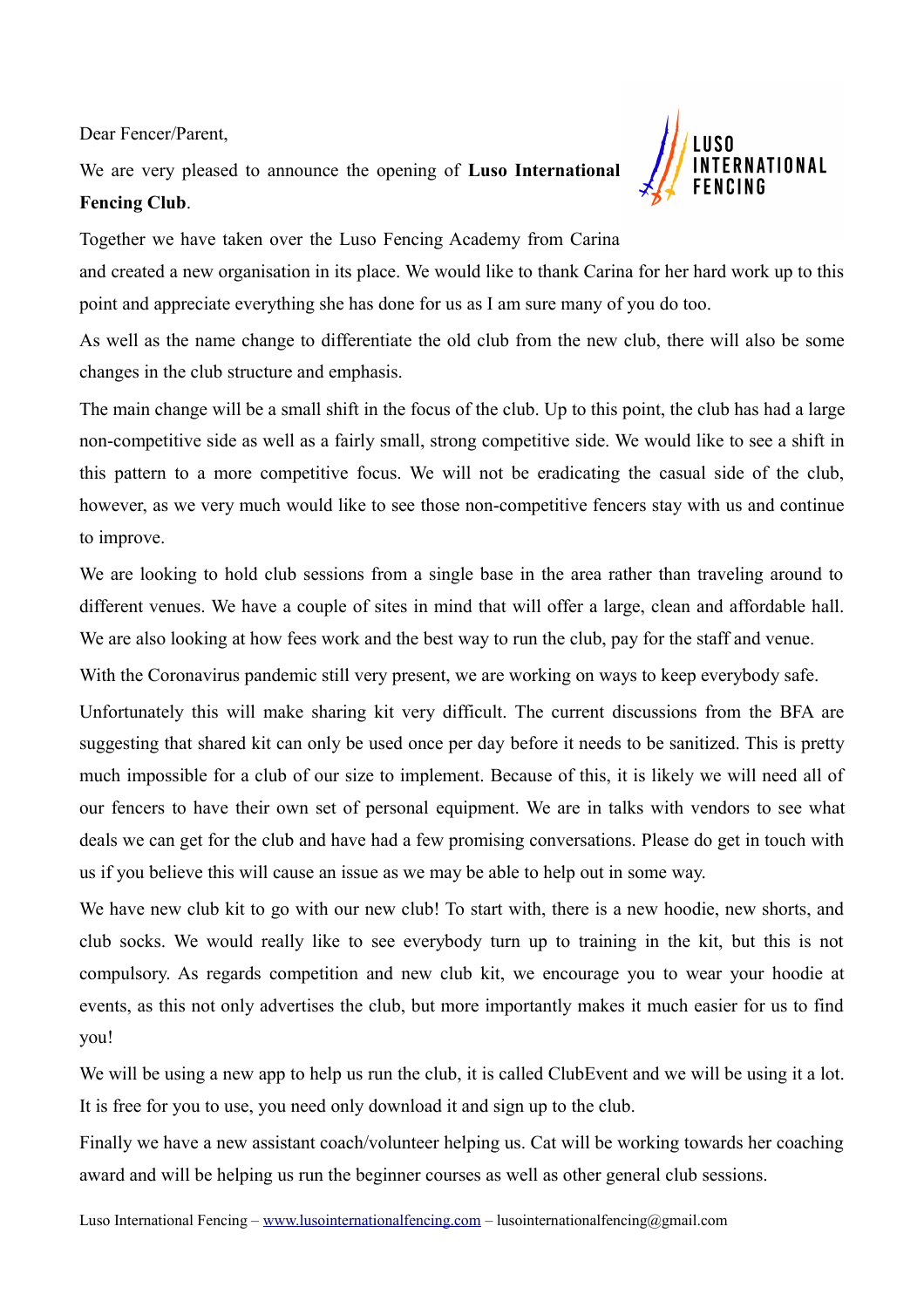Dear Fencer/Parent,

We are very pleased to announce the opening of **Luso International Fencing Club**.

Together we have taken over the Luso Fencing Academy from Carina and created a new organisation in its place. We would like to thank Carina for her hard work up to this point and appreciate everything she has done for us as I am sure many of you do too.

As well as the name change to differentiate the old club from the new club, there will also be some changes in the club structure and emphasis.

The main change will be a small shift in the focus of the club. Up to this point, the club has had a large non-competitive side as well as a fairly small, strong competitive side. We would like to see a shift in this pattern to a more competitive focus. We will not be eradicating the casual side of the club, however, as we very much would like to see those non-competitive fencers stay with us and continue to improve.

We are looking to hold club sessions from a single base in the area rather than traveling around to different venues. We have a couple of sites in mind that will offer a large, clean and affordable hall. We are also looking at how fees work and the best way to run the club, pay for the staff and venue.

With the Coronavirus pandemic still very present, we are working on ways to keep everybody safe.

Unfortunately this will make sharing kit very difficult. The current discussions from the BFA are suggesting that shared kit can only be used once per day before it needs to be sanitized. This is pretty much impossible for a club of our size to implement. Because of this, it is likely we will need all of our fencers to have their own set of personal equipment. We are in talks with vendors to see what deals we can get for the club and have had a few promising conversations. Please do get in touch with us if you believe this will cause an issue as we may be able to help out in some way.

We have new club kit to go with our new club! To start with, there is a new hoodie, new shorts, and club socks. We would really like to see everybody turn up to training in the kit, but this is not compulsory. As regards competition and new club kit, we encourage you to wear your hoodie at events, as this not only advertises the club, but more importantly makes it much easier for us to find you!

We will be using a new app to help us run the club, it is called ClubEvent and we will be using it a lot. It is free for you to use, you need only download it and sign up to the club.

Finally we have a new assistant coach/volunteer helping us. Cat will be working towards her coaching award and will be helping us run the beginner courses as well as other general club sessions.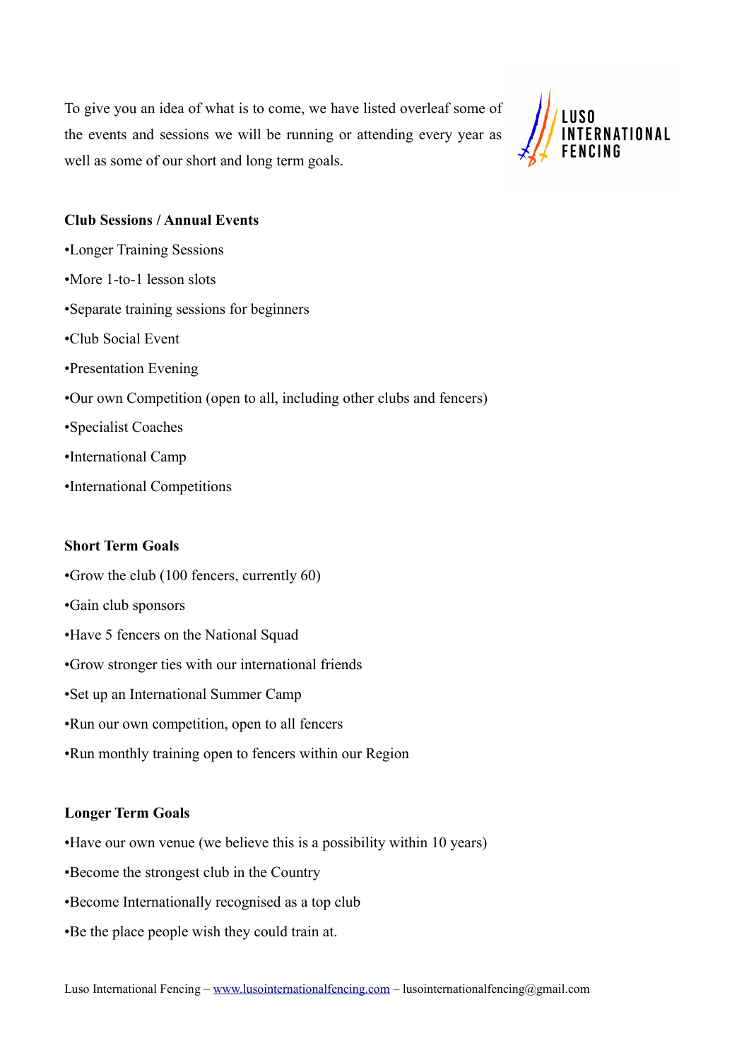To give you an idea of what is to come, we have listed overleaf some of the events and sessions we will be running or attending every year as well as some of our short and long term goals.

**Club Sessions / Annual Events**

- Longer Training Sessions
- More 1-to-1 lesson slots
- Separate training sessions for beginners
- Club Social Event
- Presentation Evening
- Our own Competition (open to all, including other clubs and fencers)
- Specialist Coaches
- International Camp
- International Competitions

**Short Term Goals**

- Grow the club (100 fencers, currently 60)
- Gain club sponsors
- Have 5 fencers on the National Squad
- Grow stronger ties with our international friends
- Set up an International Summer Camp
- Run our own competition, open to all fencers
- Run monthly training open to fencers within our Region

**Longer Term Goals**

- Have our own venue (we believe this is a possibility within 10 years)
- Become the strongest club in the Country
- Become Internationally recognised as a top club
- Be the place people wish they could train at.

Luso International Fencing – [www.lusointernationalfencing.com](http://www.lusointernationalfencing.com) – lusointernationalfencing@gmail.com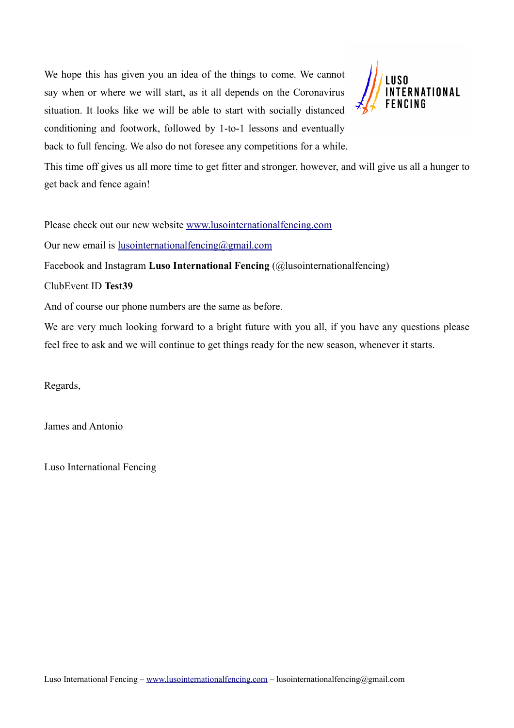We hope this has given you an idea of the things to come. We cannot say when or where we will start, as it all depends on the Coronavirus situation. It looks like we will be able to start with socially distanced conditioning and footwork, followed by 1-to-1 lessons and eventually back to full fencing. We also do not foresee any competitions for a while.

This time off gives us all more time to get fitter and stronger, however, and will give us all a hunger to get back and fence again!

Please check out our new website [www.lusointernationalfencing.com](http://www.lusointernationalfencing.com)

Our new email is [lusointernationalfencing@gmail.com](mailto:lusointernationalfencing@gmail.com)

Facebook and Instagram **Luso International Fencing** (@lusointernationalfencing)

ClubEvent ID **Test39**

And of course our phone numbers are the same as before.

We are very much looking forward to a bright future with you all, if you have any questions please feel free to ask and we will continue to get things ready for the new season, whenever it starts.

Regards,

James and Antonio

Luso International Fencing